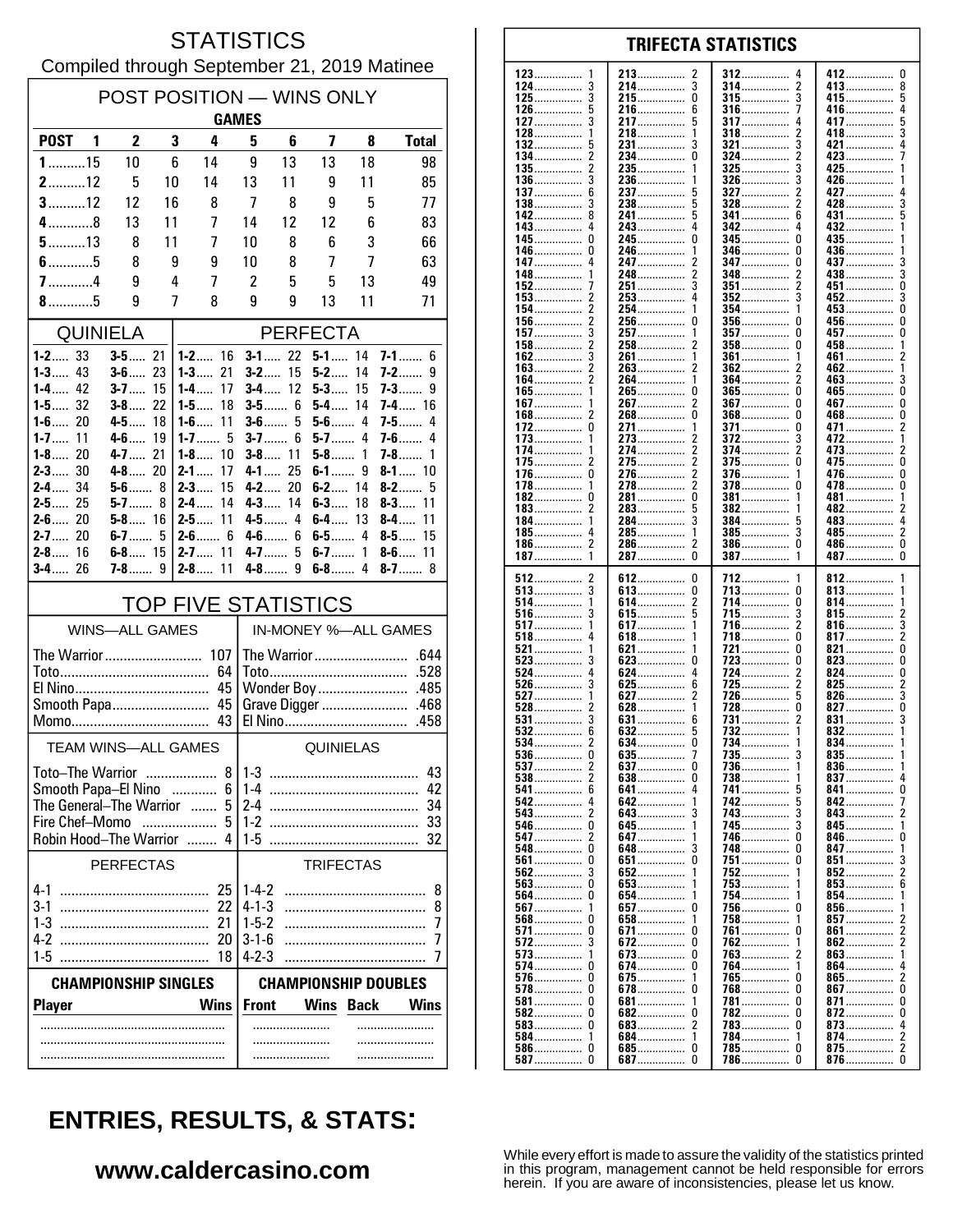# STATISTICS

Compiled through September 21, 2019 Matinee

## POST POSITION — WINS ONLY

| | GAMES | | | | | | | | |
|---|---|---|---|---|---|---|---|---|---|
| **POST** | **1** | **2** | **3** | **4** | **5** | **6** | **7** | **8** | **Total** |
| **1** | 15 | 10 | 6 | 14 | 9 | 13 | 13 | 18 | 98 |
| **2** | 12 | 5 | 10 | 14 | 13 | 11 | 9 | 11 | 85 |
| **3** | 12 | 12 | 16 | 8 | 7 | 8 | 9 | 5 | 77 |
| **4** | 8 | 13 | 11 | 7 | 14 | 12 | 12 | 6 | 83 |
| **5** | 13 | 8 | 11 | 7 | 10 | 8 | 6 | 3 | 66 |
| **6** | 5 | 8 | 9 | 9 | 10 | 8 | 7 | 7 | 63 |
| **7** | 4 | 9 | 4 | 7 | 2 | 5 | 5 | 13 | 49 |
| **8** | 5 | 9 | 7 | 8 | 9 | 9 | 13 | 11 | 71 |

## QUINIELA

| | | | |
|---|---|---|---|
| **1-2** | 33 | **3-5** | 21 |
| **1-3** | 43 | **3-6** | 23 |
| **1-4** | 42 | **3-7** | 15 |
| **1-5** | 32 | **3-8** | 22 |
| **1-6** | 20 | **4-5** | 18 |
| **1-7** | 11 | **4-6** | 19 |
| **1-8** | 20 | **4-7** | 21 |
| **2-3** | 30 | **4-8** | 20 |
| **2-4** | 34 | **5-6** | 8 |
| **2-5** | 25 | **5-7** | 8 |
| **2-6** | 20 | **5-8** | 16 |
| **2-7** | 20 | **6-7** | 5 |
| **2-8** | 16 | **6-8** | 15 |
| **3-4** | 26 | **7-8** | 9 |

## PERFECTA

| | | | | | | | |
|---|---|---|---|---|---|---|---|
| **1-2** | 16 | **3-1** | 22 | **5-1** | 14 | **7-1** | 6 |
| **1-3** | 21 | **3-2** | 15 | **5-2** | 14 | **7-2** | 9 |
| **1-4** | 17 | **3-4** | 12 | **5-3** | 15 | **7-3** | 9 |
| **1-5** | 18 | **3-5** | 6 | **5-4** | 14 | **7-4** | 16 |
| **1-6** | 11 | **3-6** | 5 | **5-6** | 4 | **7-5** | 4 |
| **1-7** | 5 | **3-7** | 6 | **5-7** | 4 | **7-6** | 4 |
| **1-8** | 10 | **3-8** | 11 | **5-8** | 1 | **7-8** | 1 |
| **2-1** | 17 | **4-1** | 25 | **6-1** | 9 | **8-1** | 10 |
| **2-3** | 15 | **4-2** | 20 | **6-2** | 14 | **8-2** | 5 |
| **2-4** | 14 | **4-3** | 14 | **6-3** | 18 | **8-3** | 11 |
| **2-5** | 11 | **4-5** | 4 | **6-4** | 13 | **8-4** | 11 |
| **2-6** | 6 | **4-6** | 6 | **6-5** | 4 | **8-5** | 15 |
| **2-7** | 11 | **4-7** | 5 | **6-7** | 1 | **8-6** | 11 |
| **2-8** | 11 | **4-8** | 9 | **6-8** | 4 | **8-7** | 8 |

## TOP FIVE STATISTICS

| WINS—ALL GAMES | | IN-MONEY %—ALL GAMES | |
|---|---|---|---|
| The Warrior | 107 | The Warrior | .644 |
| Toto | 64 | Toto | .528 |
| El Nino | 45 | Wonder Boy | .485 |
| Smooth Papa | 45 | Grave Digger | .468 |
| Momo | 43 | El Nino | .458 |

| TEAM WINS—ALL GAMES | | QUINIELAS | |
|---|---|---|---|
| Toto–The Warrior | 8 | 1-3 | 43 |
| Smooth Papa–El Nino | 6 | 1-4 | 42 |
| The General–The Warrior | 5 | 2-4 | 34 |
| Fire Chef–Momo | 5 | 1-2 | 33 |
| Robin Hood–The Warrior | 4 | 1-5 | 32 |

| PERFECTAS | | TRIFECTAS | |
|---|---|---|---|
| 4-1 | 25 | 1-4-2 | 8 |
| 3-1 | 22 | 4-1-3 | 8 |
| 1-3 | 21 | 1-5-2 | 7 |
| 4-2 | 20 | 3-1-6 | 7 |
| 1-5 | 18 | 4-2-3 | 7 |

| CHAMPIONSHIP SINGLES | | CHAMPIONSHIP DOUBLES | | | |
|---|---|---|---|---|---|
| **Player** | **Wins** | **Front** | **Wins** | **Back** | **Wins** |
| | | | | | |
| | | | | | |
| | | | | | |

## TRIFECTA STATISTICS

| | | | | | | | |
|---|---|---|---|---|---|---|---|
| 123 | 1 | 213 | 2 | 312 | 4 | 412 | 0 |
| 124 | 3 | 214 | 3 | 314 | 2 | 413 | 8 |
| 125 | 3 | 215 | 0 | 315 | 3 | 415 | 5 |
| 126 | 5 | 216 | 6 | 316 | 7 | 416 | 4 |
| 127 | 3 | 217 | 5 | 317 | 4 | 417 | 5 |
| 128 | 1 | 218 | 1 | 318 | 2 | 418 | 3 |
| 132 | 5 | 231 | 3 | 321 | 3 | 421 | 4 |
| 134 | 2 | 234 | 0 | 324 | 2 | 423 | 7 |
| 135 | 2 | 235 | 1 | 325 | 3 | 425 | 1 |
| 136 | 3 | 236 | 1 | 326 | 3 | 426 | 1 |
| 137 | 6 | 237 | 5 | 327 | 2 | 427 | 4 |
| 138 | 3 | 238 | 5 | 328 | 2 | 428 | 3 |
| 142 | 8 | 241 | 5 | 341 | 6 | 431 | 5 |
| 143 | 4 | 243 | 4 | 342 | 4 | 432 | 1 |
| 145 | 0 | 245 | 0 | 345 | 0 | 435 | 1 |
| 146 | 0 | 246 | 1 | 346 | 0 | 436 | 1 |
| 147 | 4 | 247 | 2 | 347 | 0 | 437 | 3 |
| 148 | 1 | 248 | 2 | 348 | 2 | 438 | 3 |
| 152 | 7 | 251 | 3 | 351 | 2 | 451 | 0 |
| 153 | 2 | 253 | 4 | 352 | 3 | 452 | 3 |
| 154 | 2 | 254 | 1 | 354 | 1 | 453 | 0 |
| 156 | 2 | 256 | 0 | 356 | 0 | 456 | 0 |
| 157 | 3 | 257 | 1 | 357 | 0 | 457 | 0 |
| 158 | 2 | 258 | 2 | 358 | 0 | 458 | 1 |
| 162 | 3 | 261 | 1 | 361 | 1 | 461 | 2 |
| 163 | 2 | 263 | 2 | 362 | 2 | 462 | 1 |
| 164 | 2 | 264 | 1 | 364 | 2 | 463 | 3 |
| 165 | 1 | 265 | 0 | 365 | 0 | 465 | 0 |
| 167 | 1 | 267 | 2 | 367 | 0 | 467 | 0 |
| 168 | 2 | 268 | 0 | 368 | 0 | 468 | 0 |
| 172 | 0 | 271 | 1 | 371 | 0 | 471 | 2 |
| 173 | 1 | 273 | 2 | 372 | 3 | 472 | 1 |
| 174 | 1 | 274 | 2 | 374 | 2 | 473 | 2 |
| 175 | 2 | 275 | 2 | 375 | 0 | 475 | 0 |
| 176 | 0 | 276 | 2 | 376 | 1 | 476 | 0 |
| 178 | 1 | 278 | 2 | 378 | 0 | 478 | 0 |
| 182 | 0 | 281 | 0 | 381 | 1 | 481 | 1 |
| 183 | 2 | 283 | 5 | 382 | 1 | 482 | 2 |
| 184 | 1 | 284 | 3 | 384 | 5 | 483 | 4 |
| 185 | 4 | 285 | 1 | 385 | 3 | 485 | 2 |
| 186 | 2 | 286 | 2 | 386 | 0 | 486 | 0 |
| 187 | 1 | 287 | 0 | 387 | 1 | 487 | 0 |
| 512 | 2 | 612 | 0 | 712 | 1 | 812 | 1 |
| 513 | 3 | 613 | 0 | 713 | 0 | 813 | 1 |
| 514 | 1 | 614 | 2 | 714 | 0 | 814 | 1 |
| 516 | 3 | 615 | 5 | 715 | 3 | 815 | 2 |
| 517 | 1 | 617 | 1 | 716 | 2 | 816 | 3 |
| 518 | 4 | 618 | 1 | 718 | 0 | 817 | 2 |
| 521 | 1 | 621 | 1 | 721 | 0 | 821 | 0 |
| 523 | 3 | 623 | 0 | 723 | 0 | 823 | 0 |
| 524 | 4 | 624 | 4 | 724 | 2 | 824 | 0 |
| 526 | 3 | 625 | 6 | 725 | 2 | 825 | 2 |
| 527 | 1 | 627 | 2 | 726 | 5 | 826 | 3 |
| 528 | 2 | 628 | 1 | 728 | 0 | 827 | 0 |
| 531 | 3 | 631 | 6 | 731 | 2 | 831 | 3 |
| 532 | 6 | 632 | 5 | 732 | 1 | 832 | 1 |
| 534 | 2 | 634 | 0 | 734 | 1 | 834 | 1 |
| 536 | 0 | 635 | 7 | 735 | 3 | 835 | 1 |
| 537 | 2 | 637 | 0 | 736 | 1 | 836 | 1 |
| 538 | 2 | 638 | 0 | 738 | 1 | 837 | 4 |
| 541 | 6 | 641 | 4 | 741 | 5 | 841 | 0 |
| 542 | 4 | 642 | 1 | 742 | 5 | 842 | 7 |
| 543 | 2 | 643 | 3 | 743 | 3 | 843 | 2 |
| 546 | 0 | 645 | 1 | 745 | 3 | 845 | 1 |
| 547 | 2 | 647 | 1 | 746 | 0 | 846 | 0 |
| 548 | 0 | 648 | 3 | 748 | 0 | 847 | 1 |
| 561 | 0 | 651 | 0 | 751 | 0 | 851 | 3 |
| 562 | 3 | 652 | 1 | 752 | 1 | 852 | 2 |
| 563 | 0 | 653 | 1 | 753 | 1 | 853 | 6 |
| 564 | 0 | 654 | 1 | 754 | 1 | 854 | 1 |
| 567 | 1 | 657 | 0 | 756 | 0 | 856 | 1 |
| 568 | 0 | 658 | 1 | 758 | 1 | 857 | 2 |
| 571 | 0 | 671 | 0 | 761 | 0 | 861 | 2 |
| 572 | 3 | 672 | 0 | 762 | 1 | 862 | 2 |
| 573 | 1 | 673 | 0 | 763 | 2 | 863 | 1 |
| 574 | 0 | 674 | 0 | 764 | 1 | 864 | 4 |
| 576 | 0 | 675 | 1 | 765 | 0 | 865 | 2 |
| 578 | 0 | 678 | 0 | 768 | 0 | 867 | 0 |
| 581 | 0 | 681 | 1 | 781 | 0 | 871 | 0 |
| 582 | 0 | 682 | 0 | 782 | 0 | 872 | 0 |
| 583 | 0 | 683 | 2 | 783 | 0 | 873 | 4 |
| 584 | 1 | 684 | 1 | 784 | 1 | 874 | 2 |
| 586 | 0 | 685 | 0 | 785 | 0 | 875 | 2 |
| 587 | 0 | 687 | 0 | 786 | 0 | 876 | 0 |

## ENTRIES, RESULTS, & STATS:

**www.caldercasino.com**

While every effort is made to assure the validity of the statistics printed in this program, management cannot be held responsible for errors herein. If you are aware of inconsistencies, please let us know.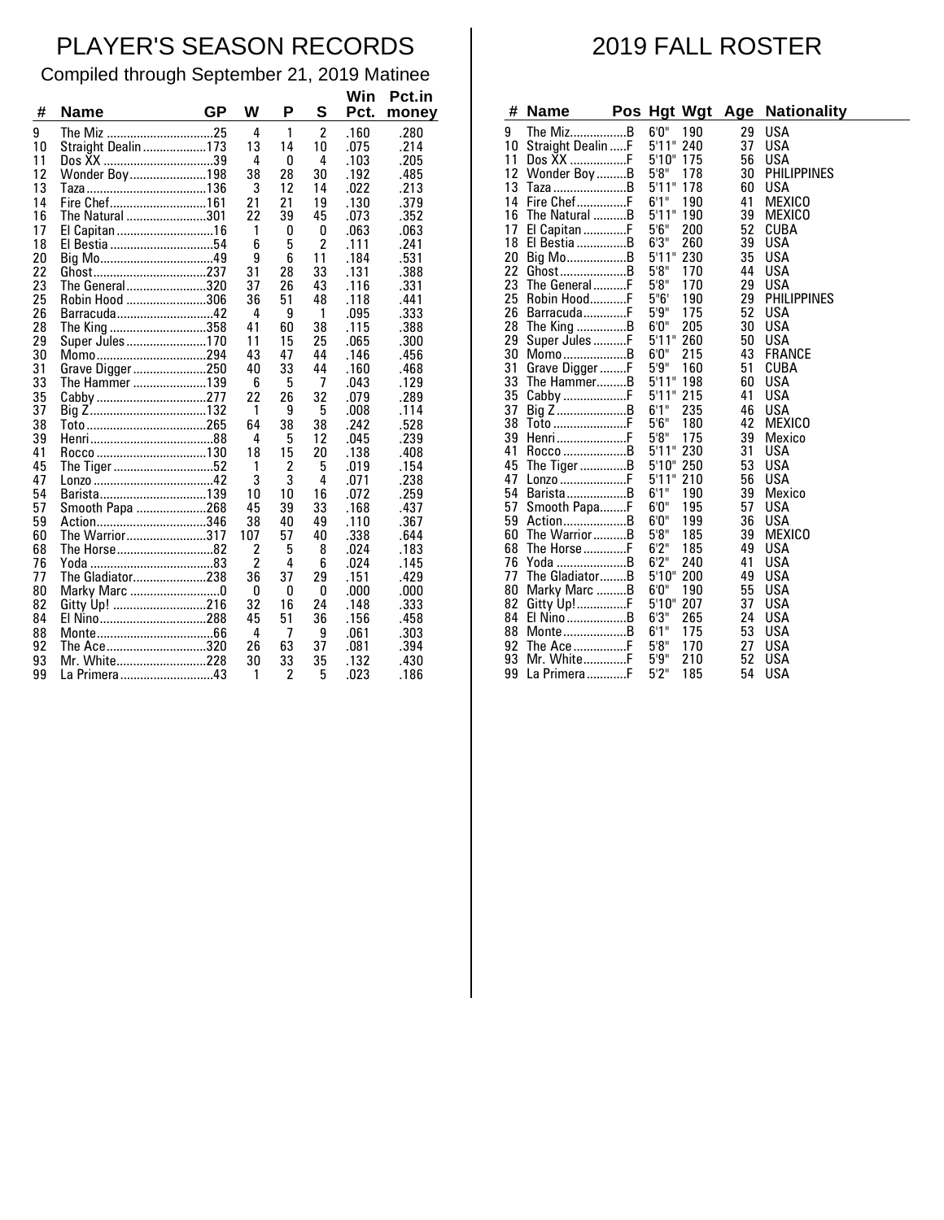# PLAYER'S SEASON RECORDS

Compiled through September 21, 2019 Matinee

| # | Name | GP | W | P | S | Win Pct. | Pct.in money |
|---|---|---|---|---|---|---|---|
| 9 | The Miz | 25 | 4 | 1 | 2 | .160 | .280 |
| 10 | Straight Dealin | 173 | 13 | 14 | 10 | .075 | .214 |
| 11 | Dos XX | 39 | 4 | 0 | 4 | .103 | .205 |
| 12 | Wonder Boy | 198 | 38 | 28 | 30 | .192 | .485 |
| 13 | Taza | 136 | 3 | 12 | 14 | .022 | .213 |
| 14 | Fire Chef | 161 | 21 | 21 | 19 | .130 | .379 |
| 16 | The Natural | 301 | 22 | 39 | 45 | .073 | .352 |
| 17 | El Capitan | 16 | 1 | 0 | 0 | .063 | .063 |
| 18 | El Bestia | 54 | 6 | 5 | 2 | .111 | .241 |
| 20 | Big Mo | 49 | 9 | 6 | 11 | .184 | .531 |
| 22 | Ghost | 237 | 31 | 28 | 33 | .131 | .388 |
| 23 | The General | 320 | 37 | 26 | 43 | .116 | .331 |
| 25 | Robin Hood | 306 | 36 | 51 | 48 | .118 | .441 |
| 26 | Barracuda | 42 | 4 | 9 | 1 | .095 | .333 |
| 28 | The King | 358 | 41 | 60 | 38 | .115 | .388 |
| 29 | Super Jules | 170 | 11 | 15 | 25 | .065 | .300 |
| 30 | Momo | 294 | 43 | 47 | 44 | .146 | .456 |
| 31 | Grave Digger | 250 | 40 | 33 | 44 | .160 | .468 |
| 33 | The Hammer | 139 | 6 | 5 | 7 | .043 | .129 |
| 35 | Cabby | 277 | 22 | 26 | 32 | .079 | .289 |
| 37 | Big Z | 132 | 1 | 9 | 5 | .008 | .114 |
| 38 | Toto | 265 | 64 | 38 | 38 | .242 | .528 |
| 39 | Henri | 88 | 4 | 5 | 12 | .045 | .239 |
| 41 | Rocco | 130 | 18 | 15 | 20 | .138 | .408 |
| 45 | The Tiger | 52 | 1 | 2 | 5 | .019 | .154 |
| 47 | Lonzo | 42 | 3 | 3 | 4 | .071 | .238 |
| 54 | Barista | 139 | 10 | 10 | 16 | .072 | .259 |
| 57 | Smooth Papa | 268 | 45 | 39 | 33 | .168 | .437 |
| 59 | Action | 346 | 38 | 40 | 49 | .110 | .367 |
| 60 | The Warrior | 317 | 107 | 57 | 40 | .338 | .644 |
| 68 | The Horse | 82 | 2 | 5 | 8 | .024 | .183 |
| 76 | Yoda | 83 | 2 | 4 | 6 | .024 | .145 |
| 77 | The Gladiator | 238 | 36 | 37 | 29 | .151 | .429 |
| 80 | Marky Marc | 0 | 0 | 0 | 0 | .000 | .000 |
| 82 | Gitty Up! | 216 | 32 | 16 | 24 | .148 | .333 |
| 84 | El Nino | 288 | 45 | 51 | 36 | .156 | .458 |
| 88 | Monte | 66 | 4 | 7 | 9 | .061 | .303 |
| 92 | The Ace | 320 | 26 | 63 | 37 | .081 | .394 |
| 93 | Mr. White | 228 | 30 | 33 | 35 | .132 | .430 |
| 99 | La Primera | 43 | 1 | 2 | 5 | .023 | .186 |

# 2019 FALL ROSTER

| # | Name | Pos | Hgt | Wgt | Age | Nationality |
|---|---|---|---|---|---|---|
| 9 | The Miz | B | 6'0" | 190 | 29 | USA |
| 10 | Straight Dealin | F | 5'11" | 240 | 37 | USA |
| 11 | Dos XX | B | 5'10" | 175 | 56 | USA |
| 12 | Wonder Boy | B | 5'8" | 178 | 30 | PHILIPPINES |
| 13 | Taza | B | 5'11" | 178 | 60 | USA |
| 14 | Fire Chef | F | 6'1" | 190 | 41 | MEXICO |
| 16 | The Natural | B | 5'11" | 190 | 39 | MEXICO |
| 17 | El Capitan | F | 5'6" | 200 | 52 | CUBA |
| 18 | El Bestia | B | 6'3" | 260 | 39 | USA |
| 20 | Big Mo | B | 5'11" | 230 | 35 | USA |
| 22 | Ghost | B | 5'8" | 170 | 44 | USA |
| 23 | The General | F | 5'8" | 170 | 29 | USA |
| 25 | Robin Hood | F | 5"6' | 190 | 29 | PHILIPPINES |
| 26 | Barracuda | F | 5'9" | 175 | 52 | USA |
| 28 | The King | B | 6'0" | 205 | 30 | USA |
| 29 | Super Jules | F | 5'11" | 260 | 50 | USA |
| 30 | Momo | B | 6'0" | 215 | 43 | FRANCE |
| 31 | Grave Digger | F | 5'9" | 160 | 51 | CUBA |
| 33 | The Hammer | B | 5'11" | 198 | 60 | USA |
| 35 | Cabby | F | 5'11" | 215 | 41 | USA |
| 37 | Big Z | B | 6'1" | 235 | 46 | USA |
| 38 | Toto | F | 5'6" | 180 | 42 | MEXICO |
| 39 | Henri | F | 5'8" | 175 | 39 | Mexico |
| 41 | Rocco | B | 5'11" | 230 | 31 | USA |
| 45 | The Tiger | B | 5'10" | 250 | 53 | USA |
| 47 | Lonzo | F | 5'11" | 210 | 56 | USA |
| 54 | Barista | B | 6'1" | 190 | 39 | Mexico |
| 57 | Smooth Papa | F | 6'0" | 195 | 57 | USA |
| 59 | Action | B | 6'0" | 199 | 36 | USA |
| 60 | The Warrior | B | 5'8" | 185 | 39 | MEXICO |
| 68 | The Horse | F | 6'2" | 185 | 49 | USA |
| 76 | Yoda | B | 6'2" | 240 | 41 | USA |
| 77 | The Gladiator | B | 5'10" | 200 | 49 | USA |
| 80 | Marky Marc | B | 6'0" | 190 | 55 | USA |
| 82 | Gitty Up! | F | 5'10" | 207 | 37 | USA |
| 84 | El Nino | B | 6'3" | 265 | 24 | USA |
| 88 | Monte | B | 6'1" | 175 | 53 | USA |
| 92 | The Ace | F | 5'8" | 170 | 27 | USA |
| 93 | Mr. White | F | 5'9" | 210 | 52 | USA |
| 99 | La Primera | F | 5'2" | 185 | 54 | USA |